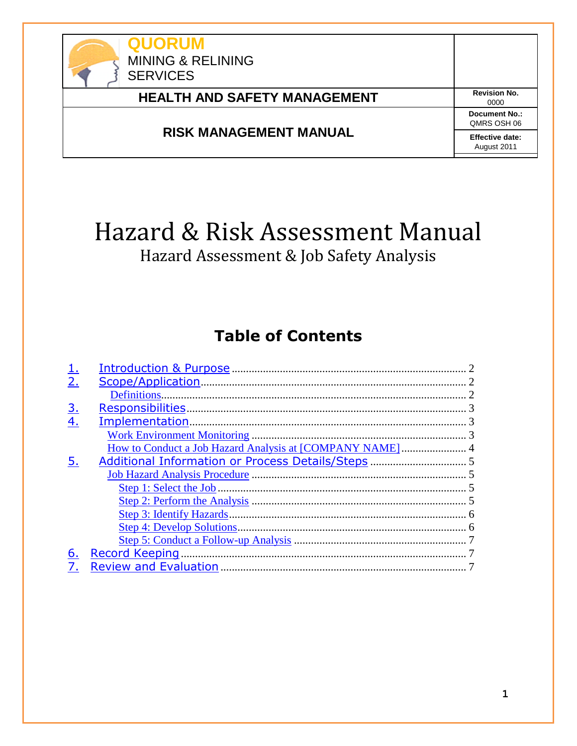| QUORUM MINING & RELINING SERVICES | |
|---|---|
| **HEALTH AND SAFETY MANAGEMENT** | **Revision No.** 0000 |
| **RISK MANAGEMENT MANUAL** | **Document No.:** QMRS OSH 06 |
| | **Effective date:** August 2011 |

# Hazard & Risk Assessment Manual

## Hazard Assessment & Job Safety Analysis

## Table of Contents

1. Introduction & Purpose ........ 2
2. Scope/Application ........ 2
   - Definitions ........ 2
3. Responsibilities ........ 3
4. Implementation ........ 3
   - Work Environment Monitoring ........ 3
   - How to Conduct a Job Hazard Analysis at [COMPANY NAME] ........ 4
5. Additional Information or Process Details/Steps ........ 5
   - Job Hazard Analysis Procedure ........ 5
     - Step 1: Select the Job ........ 5
     - Step 2: Perform the Analysis ........ 5
     - Step 3: Identify Hazards ........ 6
     - Step 4: Develop Solutions ........ 6
     - Step 5: Conduct a Follow-up Analysis ........ 7
6. Record Keeping ........ 7
7. Review and Evaluation ........ 7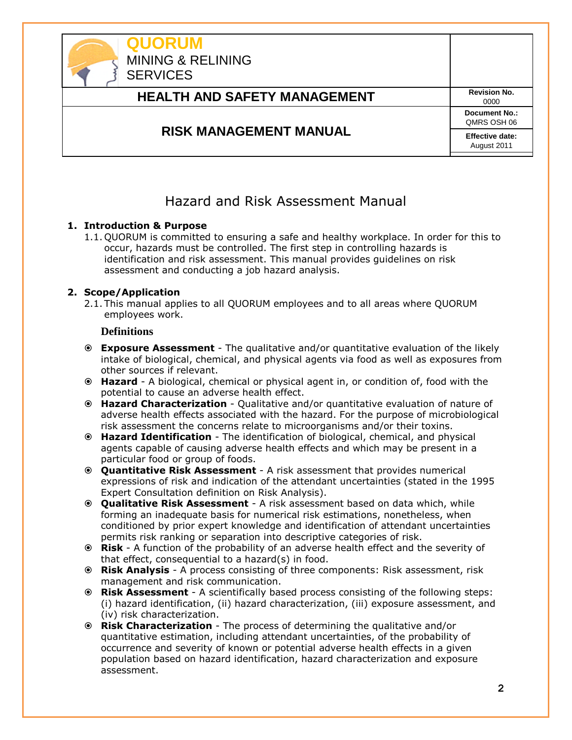# Hazard and Risk Assessment Manual

## 1. Introduction & Purpose

1.1. QUORUM is committed to ensuring a safe and healthy workplace. In order for this to occur, hazards must be controlled. The first step in controlling hazards is identification and risk assessment. This manual provides guidelines on risk assessment and conducting a job hazard analysis.

## 2. Scope/Application

2.1. This manual applies to all QUORUM employees and to all areas where QUORUM employees work.

### Definitions

- **Exposure Assessment** - The qualitative and/or quantitative evaluation of the likely intake of biological, chemical, and physical agents via food as well as exposures from other sources if relevant.
- **Hazard** - A biological, chemical or physical agent in, or condition of, food with the potential to cause an adverse health effect.
- **Hazard Characterization** - Qualitative and/or quantitative evaluation of nature of adverse health effects associated with the hazard. For the purpose of microbiological risk assessment the concerns relate to microorganisms and/or their toxins.
- **Hazard Identification** - The identification of biological, chemical, and physical agents capable of causing adverse health effects and which may be present in a particular food or group of foods.
- **Quantitative Risk Assessment** - A risk assessment that provides numerical expressions of risk and indication of the attendant uncertainties (stated in the 1995 Expert Consultation definition on Risk Analysis).
- **Qualitative Risk Assessment** - A risk assessment based on data which, while forming an inadequate basis for numerical risk estimations, nonetheless, when conditioned by prior expert knowledge and identification of attendant uncertainties permits risk ranking or separation into descriptive categories of risk.
- **Risk** - A function of the probability of an adverse health effect and the severity of that effect, consequential to a hazard(s) in food.
- **Risk Analysis** - A process consisting of three components: Risk assessment, risk management and risk communication.
- **Risk Assessment** - A scientifically based process consisting of the following steps: (i) hazard identification, (ii) hazard characterization, (iii) exposure assessment, and (iv) risk characterization.
- **Risk Characterization** - The process of determining the qualitative and/or quantitative estimation, including attendant uncertainties, of the probability of occurrence and severity of known or potential adverse health effects in a given population based on hazard identification, hazard characterization and exposure assessment.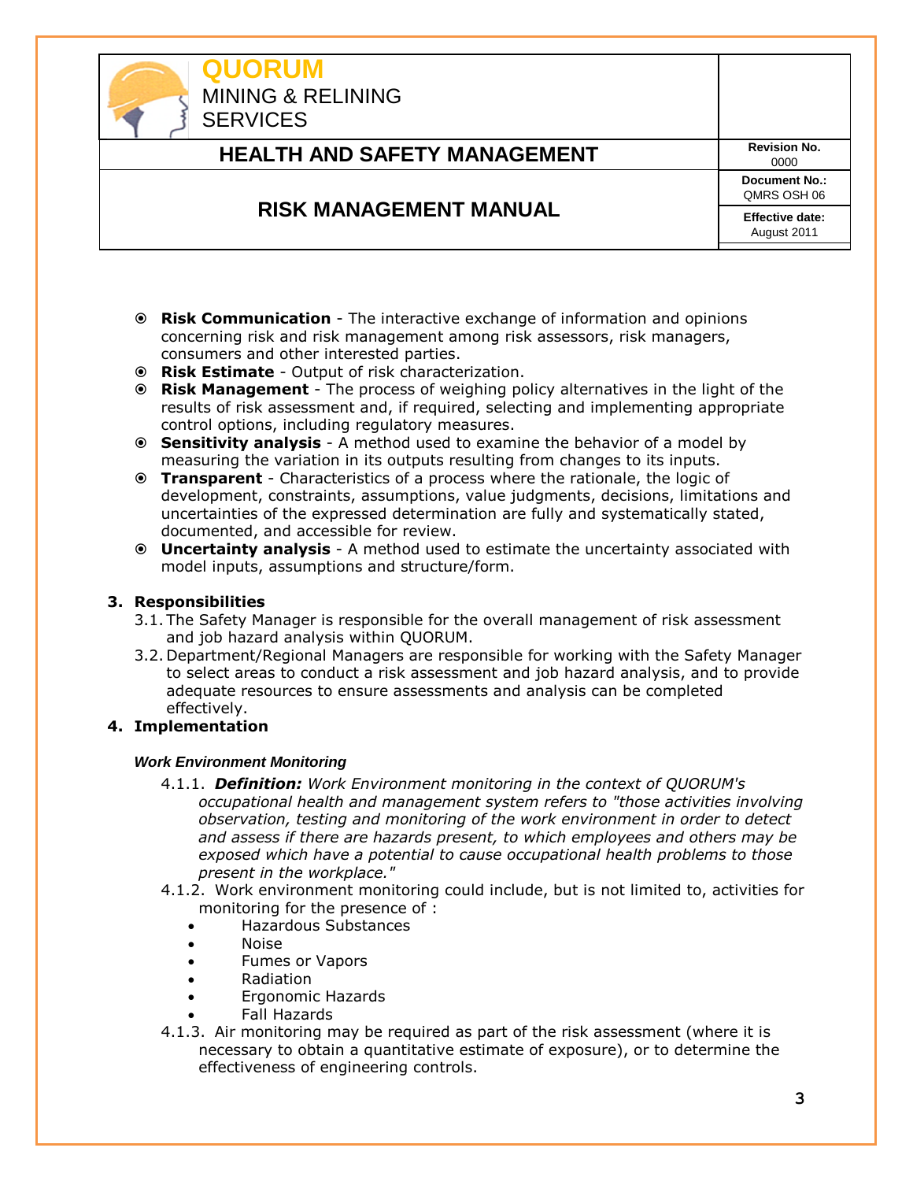- **Risk Communication** - The interactive exchange of information and opinions concerning risk and risk management among risk assessors, risk managers, consumers and other interested parties.
- **Risk Estimate** - Output of risk characterization.
- **Risk Management** - The process of weighing policy alternatives in the light of the results of risk assessment and, if required, selecting and implementing appropriate control options, including regulatory measures.
- **Sensitivity analysis** - A method used to examine the behavior of a model by measuring the variation in its outputs resulting from changes to its inputs.
- **Transparent** - Characteristics of a process where the rationale, the logic of development, constraints, assumptions, value judgments, decisions, limitations and uncertainties of the expressed determination are fully and systematically stated, documented, and accessible for review.
- **Uncertainty analysis** - A method used to estimate the uncertainty associated with model inputs, assumptions and structure/form.

## 3. Responsibilities

3.1. The Safety Manager is responsible for the overall management of risk assessment and job hazard analysis within QUORUM.

3.2. Department/Regional Managers are responsible for working with the Safety Manager to select areas to conduct a risk assessment and job hazard analysis, and to provide adequate resources to ensure assessments and analysis can be completed effectively.

## 4. Implementation

### *Work Environment Monitoring*

4.1.1. ***Definition:*** *Work Environment monitoring in the context of QUORUM's occupational health and management system refers to "those activities involving observation, testing and monitoring of the work environment in order to detect and assess if there are hazards present, to which employees and others may be exposed which have a potential to cause occupational health problems to those present in the workplace."*

4.1.2. Work environment monitoring could include, but is not limited to, activities for monitoring for the presence of :

- Hazardous Substances
- Noise
- Fumes or Vapors
- Radiation
- Ergonomic Hazards
- Fall Hazards

4.1.3. Air monitoring may be required as part of the risk assessment (where it is necessary to obtain a quantitative estimate of exposure), or to determine the effectiveness of engineering controls.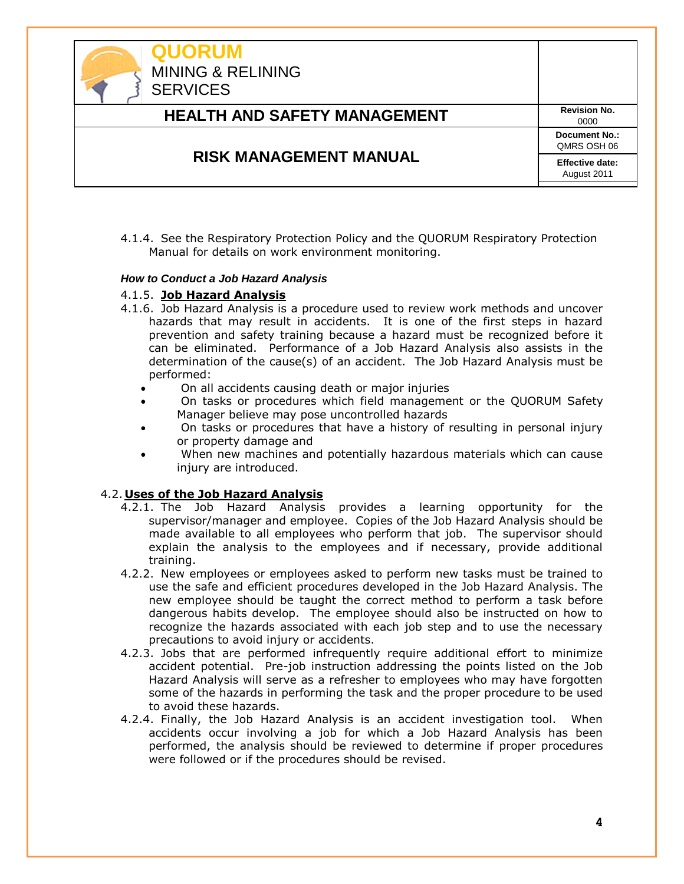4.1.4. See the Respiratory Protection Policy and the QUORUM Respiratory Protection Manual for details on work environment monitoring.

***How to Conduct a Job Hazard Analysis***

4.1.5. **Job Hazard Analysis**

4.1.6. Job Hazard Analysis is a procedure used to review work methods and uncover hazards that may result in accidents. It is one of the first steps in hazard prevention and safety training because a hazard must be recognized before it can be eliminated. Performance of a Job Hazard Analysis also assists in the determination of the cause(s) of an accident. The Job Hazard Analysis must be performed:

- On all accidents causing death or major injuries
- On tasks or procedures which field management or the QUORUM Safety Manager believe may pose uncontrolled hazards
- On tasks or procedures that have a history of resulting in personal injury or property damage and
- When new machines and potentially hazardous materials which can cause injury are introduced.

4.2. **Uses of the Job Hazard Analysis**

4.2.1. The Job Hazard Analysis provides a learning opportunity for the supervisor/manager and employee. Copies of the Job Hazard Analysis should be made available to all employees who perform that job. The supervisor should explain the analysis to the employees and if necessary, provide additional training.

4.2.2. New employees or employees asked to perform new tasks must be trained to use the safe and efficient procedures developed in the Job Hazard Analysis. The new employee should be taught the correct method to perform a task before dangerous habits develop. The employee should also be instructed on how to recognize the hazards associated with each job step and to use the necessary precautions to avoid injury or accidents.

4.2.3. Jobs that are performed infrequently require additional effort to minimize accident potential. Pre-job instruction addressing the points listed on the Job Hazard Analysis will serve as a refresher to employees who may have forgotten some of the hazards in performing the task and the proper procedure to be used to avoid these hazards.

4.2.4. Finally, the Job Hazard Analysis is an accident investigation tool. When accidents occur involving a job for which a Job Hazard Analysis has been performed, the analysis should be reviewed to determine if proper procedures were followed or if the procedures should be revised.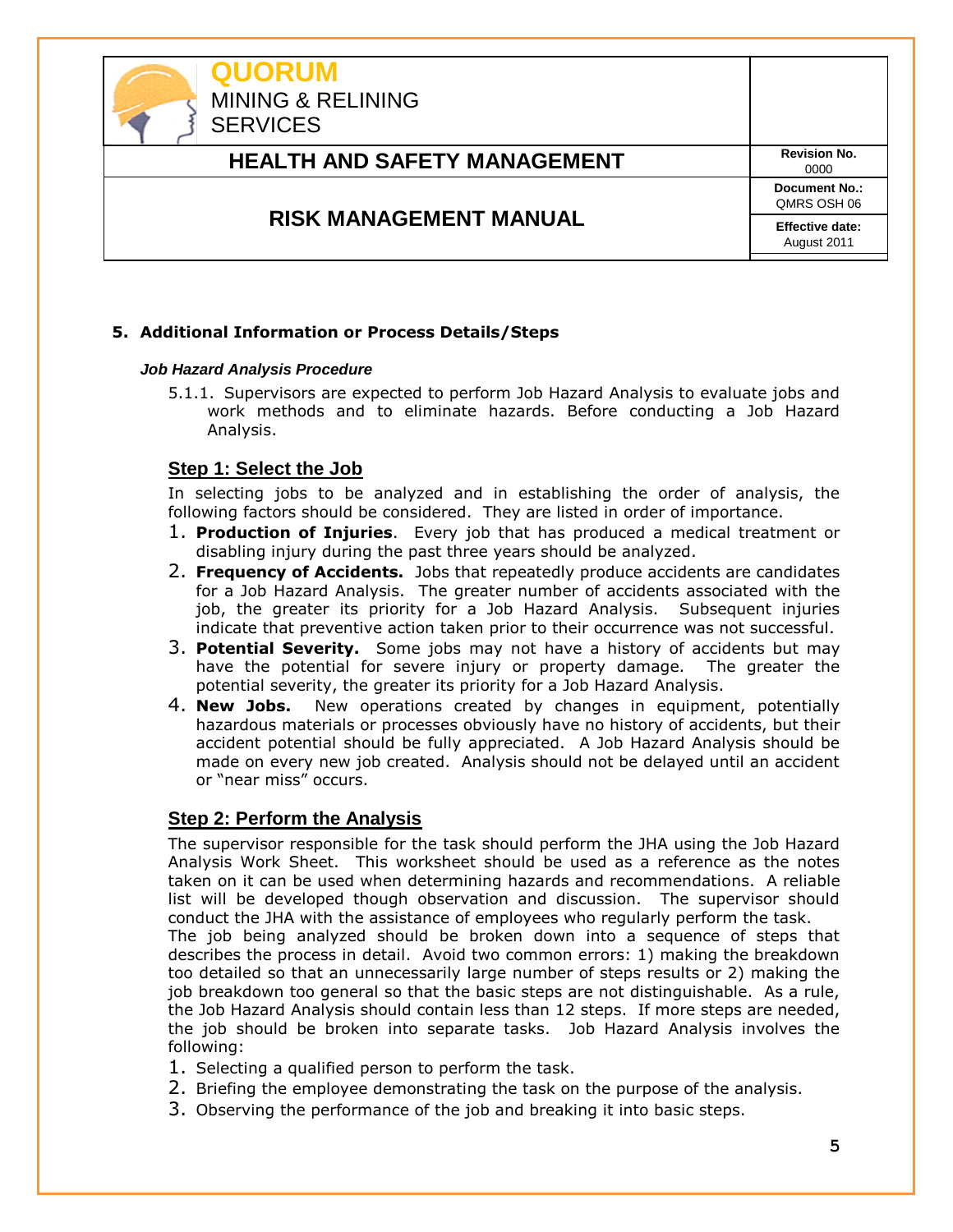## 5. Additional Information or Process Details/Steps

### *Job Hazard Analysis Procedure*

5.1.1. Supervisors are expected to perform Job Hazard Analysis to evaluate jobs and work methods and to eliminate hazards. Before conducting a Job Hazard Analysis.

### Step 1: Select the Job

In selecting jobs to be analyzed and in establishing the order of analysis, the following factors should be considered. They are listed in order of importance.

1. **Production of Injuries**. Every job that has produced a medical treatment or disabling injury during the past three years should be analyzed.
2. **Frequency of Accidents.** Jobs that repeatedly produce accidents are candidates for a Job Hazard Analysis. The greater number of accidents associated with the job, the greater its priority for a Job Hazard Analysis. Subsequent injuries indicate that preventive action taken prior to their occurrence was not successful.
3. **Potential Severity.** Some jobs may not have a history of accidents but may have the potential for severe injury or property damage. The greater the potential severity, the greater its priority for a Job Hazard Analysis.
4. **New Jobs.** New operations created by changes in equipment, potentially hazardous materials or processes obviously have no history of accidents, but their accident potential should be fully appreciated. A Job Hazard Analysis should be made on every new job created. Analysis should not be delayed until an accident or "near miss" occurs.

### Step 2: Perform the Analysis

The supervisor responsible for the task should perform the JHA using the Job Hazard Analysis Work Sheet. This worksheet should be used as a reference as the notes taken on it can be used when determining hazards and recommendations. A reliable list will be developed though observation and discussion. The supervisor should conduct the JHA with the assistance of employees who regularly perform the task.

The job being analyzed should be broken down into a sequence of steps that describes the process in detail. Avoid two common errors: 1) making the breakdown too detailed so that an unnecessarily large number of steps results or 2) making the job breakdown too general so that the basic steps are not distinguishable. As a rule, the Job Hazard Analysis should contain less than 12 steps. If more steps are needed, the job should be broken into separate tasks. Job Hazard Analysis involves the following:

1. Selecting a qualified person to perform the task.
2. Briefing the employee demonstrating the task on the purpose of the analysis.
3. Observing the performance of the job and breaking it into basic steps.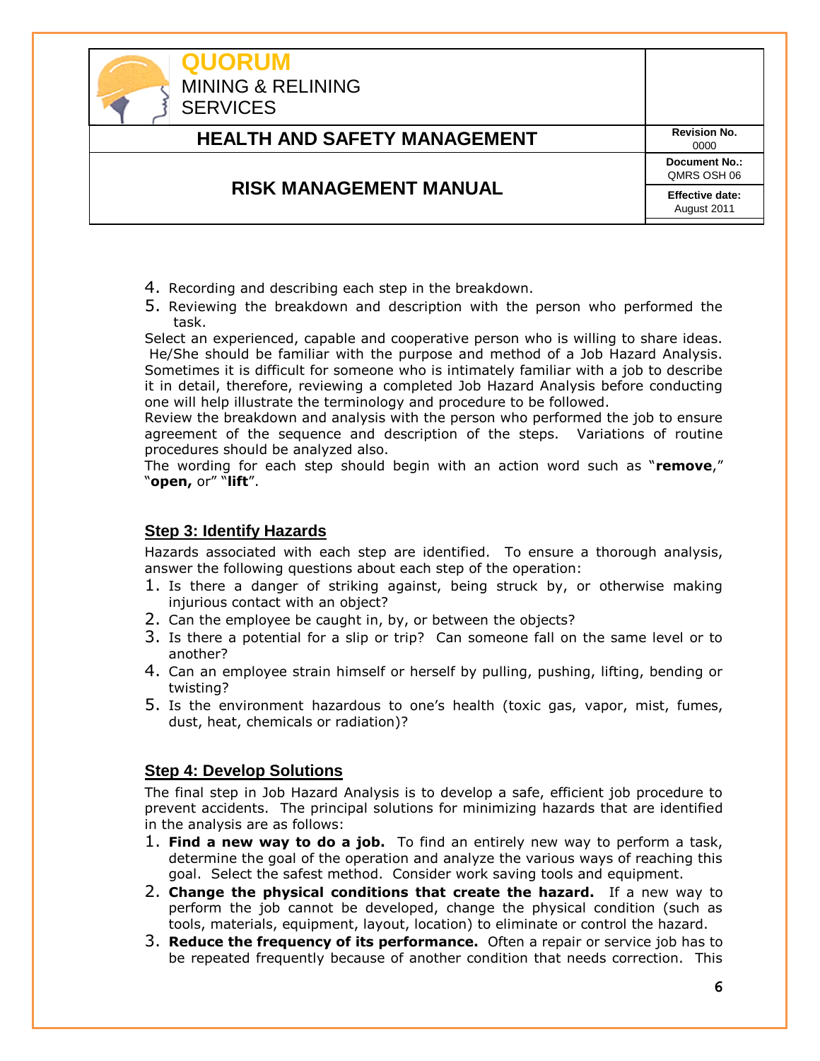4. Recording and describing each step in the breakdown.
5. Reviewing the breakdown and description with the person who performed the task.

Select an experienced, capable and cooperative person who is willing to share ideas. He/She should be familiar with the purpose and method of a Job Hazard Analysis. Sometimes it is difficult for someone who is intimately familiar with a job to describe it in detail, therefore, reviewing a completed Job Hazard Analysis before conducting one will help illustrate the terminology and procedure to be followed.

Review the breakdown and analysis with the person who performed the job to ensure agreement of the sequence and description of the steps. Variations of routine procedures should be analyzed also.

The wording for each step should begin with an action word such as "**remove**," "**open,** or" "**lift**".

## Step 3: Identify Hazards

Hazards associated with each step are identified. To ensure a thorough analysis, answer the following questions about each step of the operation:

1. Is there a danger of striking against, being struck by, or otherwise making injurious contact with an object?
2. Can the employee be caught in, by, or between the objects?
3. Is there a potential for a slip or trip? Can someone fall on the same level or to another?
4. Can an employee strain himself or herself by pulling, pushing, lifting, bending or twisting?
5. Is the environment hazardous to one's health (toxic gas, vapor, mist, fumes, dust, heat, chemicals or radiation)?

## Step 4: Develop Solutions

The final step in Job Hazard Analysis is to develop a safe, efficient job procedure to prevent accidents. The principal solutions for minimizing hazards that are identified in the analysis are as follows:

1. **Find a new way to do a job.** To find an entirely new way to perform a task, determine the goal of the operation and analyze the various ways of reaching this goal. Select the safest method. Consider work saving tools and equipment.
2. **Change the physical conditions that create the hazard.** If a new way to perform the job cannot be developed, change the physical condition (such as tools, materials, equipment, layout, location) to eliminate or control the hazard.
3. **Reduce the frequency of its performance.** Often a repair or service job has to be repeated frequently because of another condition that needs correction. This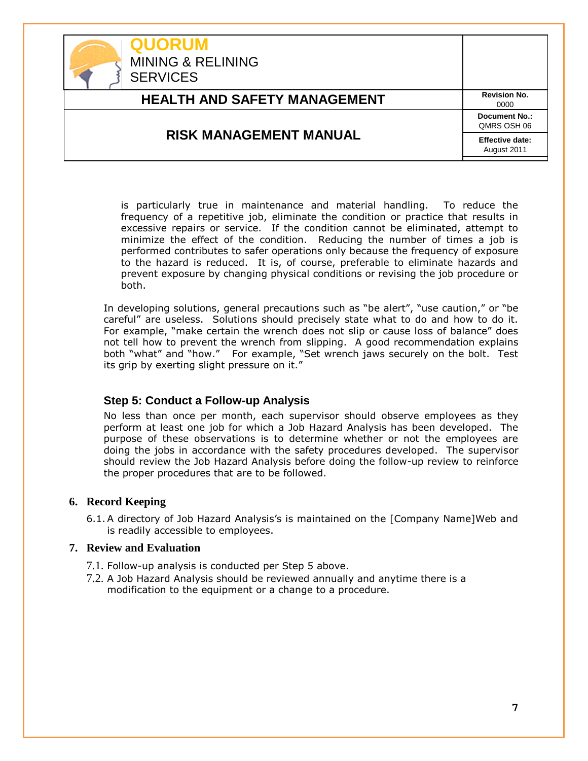is particularly true in maintenance and material handling. To reduce the frequency of a repetitive job, eliminate the condition or practice that results in excessive repairs or service. If the condition cannot be eliminated, attempt to minimize the effect of the condition. Reducing the number of times a job is performed contributes to safer operations only because the frequency of exposure to the hazard is reduced. It is, of course, preferable to eliminate hazards and prevent exposure by changing physical conditions or revising the job procedure or both.

In developing solutions, general precautions such as "be alert", "use caution," or "be careful" are useless. Solutions should precisely state what to do and how to do it. For example, "make certain the wrench does not slip or cause loss of balance" does not tell how to prevent the wrench from slipping. A good recommendation explains both "what" and "how." For example, "Set wrench jaws securely on the bolt. Test its grip by exerting slight pressure on it."

### Step 5: Conduct a Follow-up Analysis

No less than once per month, each supervisor should observe employees as they perform at least one job for which a Job Hazard Analysis has been developed. The purpose of these observations is to determine whether or not the employees are doing the jobs in accordance with the safety procedures developed. The supervisor should review the Job Hazard Analysis before doing the follow-up review to reinforce the proper procedures that are to be followed.

## 6. Record Keeping

6.1. A directory of Job Hazard Analysis's is maintained on the [Company Name]Web and is readily accessible to employees.

## 7. Review and Evaluation

7.1. Follow-up analysis is conducted per Step 5 above.

7.2. A Job Hazard Analysis should be reviewed annually and anytime there is a modification to the equipment or a change to a procedure.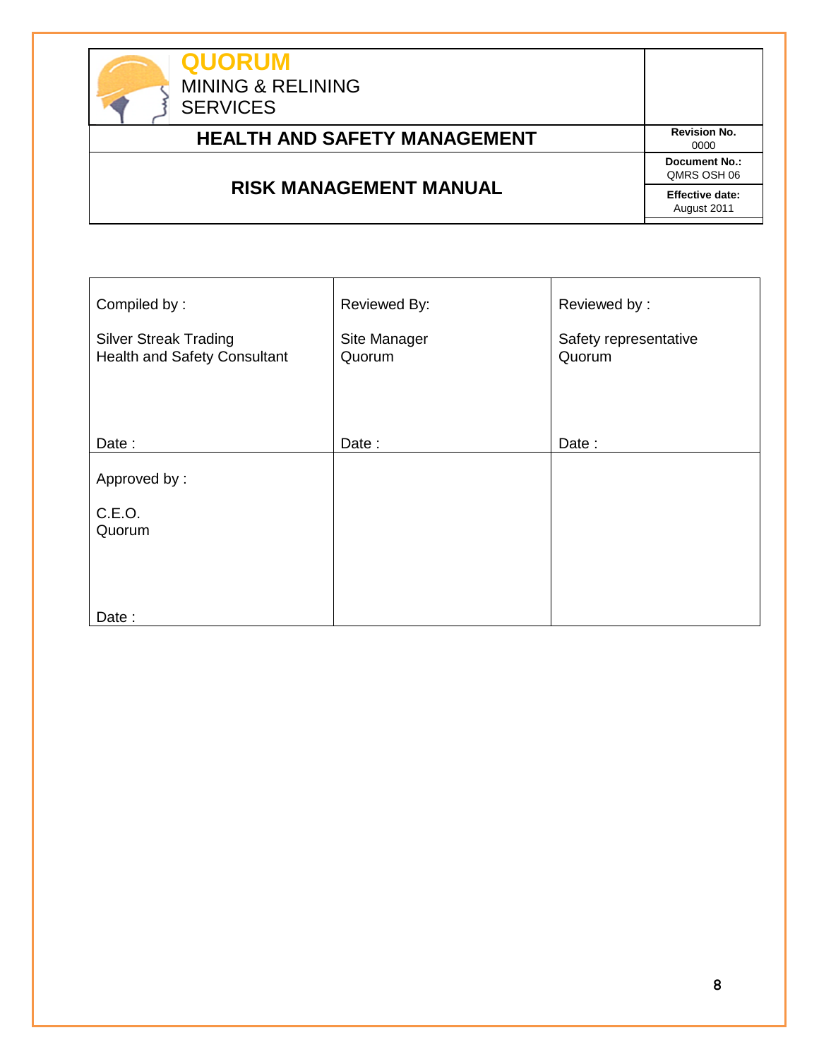| | |
|---|---|
| **QUORUM** MINING & RELINING SERVICES | |
| **HEALTH AND SAFETY MANAGEMENT** | **Revision No.** 0000 |
| **RISK MANAGEMENT MANUAL** | **Document No.:** QMRS OSH 06 |
| | **Effective date:** August 2011 |

| | | |
|---|---|---|
| Compiled by :<br><br>Silver Streak Trading<br>Health and Safety Consultant<br><br>Date : | Reviewed By:<br><br>Site Manager<br>Quorum<br><br>Date : | Reviewed by :<br><br>Safety representative<br>Quorum<br><br>Date : |
| Approved by :<br><br>C.E.O.<br>Quorum<br><br>Date : | | |